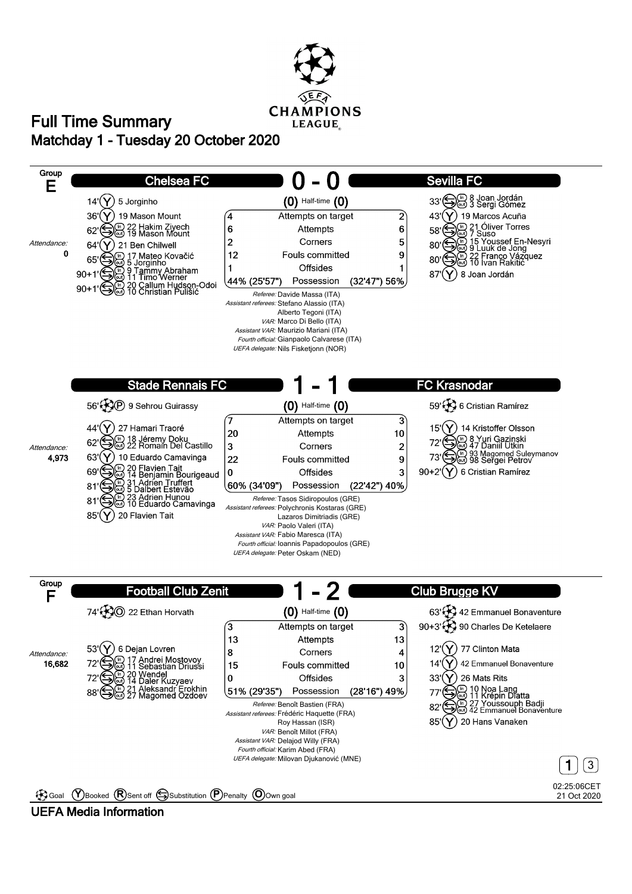# Full Time Summary

## Matchday 1 - Tuesday 20 October 2020

### Group E

## Chelsea FC 0 - 0 Sevilla FC

(0) Half-time (0)

Attendance: 0

**Chelsea FC**
- 14' (Y) 5 Jorginho
- 36' (Y) 19 Mason Mount
- 62' Substitution: in 22 Hakim Ziyech, out 19 Mason Mount
- 64' (Y) 21 Ben Chilwell
- 65' Substitution: in 17 Mateo Kovačić, out 5 Jorginho
- 90+1' Substitution: in 9 Tammy Abraham, out 11 Timo Werner
- 90+1' Substitution: in 20 Callum Hudson-Odoi, out 10 Christian Pulisic

**Sevilla FC**
- 33' Substitution: in 8 Joan Jordán, out 3 Sergi Gómez
- 43' (Y) 19 Marcos Acuña
- 58' Substitution: in 21 Óliver Torres, out 7 Suso
- 80' Substitution: in 15 Youssef En-Nesyri, out 9 Luuk de Jong
- 80' Substitution: in 22 Franco Vázquez, out 10 Ivan Rakitić
- 87' (Y) 8 Joan Jordán

| Chelsea FC | | Sevilla FC |
|---|---|---|
| 4 | Attempts on target | 2 |
| 6 | Attempts | 6 |
| 2 | Corners | 5 |
| 12 | Fouls committed | 9 |
| 1 | Offsides | 1 |
| 44% (25'57") | Possession | (32'47") 56% |

*Referee:* Davide Massa (ITA)
*Assistant referees:* Stefano Alassio (ITA), Alberto Tegoni (ITA)
*VAR:* Marco Di Bello (ITA)
*Assistant VAR:* Maurizio Mariani (ITA)
*Fourth official:* Gianpaolo Calvarese (ITA)
*UEFA delegate:* Nils Fisketjonn (NOR)

## Stade Rennais FC 1 - 1 FC Krasnodar

(0) Half-time (0)

Attendance: 4,973

**Stade Rennais FC**
- 56' Goal (P) 9 Sehrou Guirassy
- 44' (Y) 27 Hamari Traoré
- 62' Substitution: in 18 Jérémy Doku, out 22 Romain Del Castillo
- 63' (Y) 10 Eduardo Camavinga
- 69' Substitution: in 20 Flavien Tait, out 14 Benjamin Bourigeaud
- 81' Substitution: in 31 Adrien Truffert, out 5 Dalbert Estevão
- 81' Substitution: in 23 Adrien Hunou, out 10 Eduardo Camavinga
- 85' (Y) 20 Flavien Tait

**FC Krasnodar**
- 59' Goal 6 Cristian Ramírez
- 15' (Y) 14 Kristoffer Olsson
- 72' Substitution: in 8 Yuri Gazinski, out 47 Daniil Utkin
- 73' Substitution: in 93 Magomed Suleymanov, out 98 Sergei Petrov
- 90+2' (Y) 6 Cristian Ramírez

| Stade Rennais FC | | FC Krasnodar |
|---|---|---|
| 7 | Attempts on target | 3 |
| 20 | Attempts | 10 |
| 3 | Corners | 2 |
| 22 | Fouls committed | 9 |
| 0 | Offsides | 3 |
| 60% (34'09") | Possession | (22'42") 40% |

*Referee:* Tasos Sidiropoulos (GRE)
*Assistant referees:* Polychronis Kostaras (GRE), Lazaros Dimitriadis (GRE)
*VAR:* Paolo Valeri (ITA)
*Assistant VAR:* Fabio Maresca (ITA)
*Fourth official:* Ioannis Papadopoulos (GRE)
*UEFA delegate:* Peter Oskam (NED)

### Group F

## Football Club Zenit 1 - 2 Club Brugge KV

(0) Half-time (0)

Attendance: 16,682

**Football Club Zenit**
- 74' Goal (O) 22 Ethan Horvath
- 53' (Y) 6 Dejan Lovren
- 72' Substitution: in 17 Andrei Mostovoy, out 11 Sebastian Driussi
- 72' Substitution: in 20 Wendel, out 14 Daler Kuzyaev
- 88' Substitution: in 21 Aleksandr Erokhin, out 27 Magomed Ozdoev

**Club Brugge KV**
- 63' Goal 42 Emmanuel Bonaventure
- 90+3' Goal 90 Charles De Ketelaere
- 12' (Y) 77 Clinton Mata
- 14' (Y) 42 Emmanuel Bonaventure
- 33' (Y) 26 Mats Rits
- 77' Substitution: in 10 Noa Lang, out 11 Krépin Diatta
- 82' Substitution: in 27 Youssouph Badji, out 42 Emmanuel Bonaventure
- 85' (Y) 20 Hans Vanaken

| Football Club Zenit | | Club Brugge KV |
|---|---|---|
| 3 | Attempts on target | 3 |
| 13 | Attempts | 13 |
| 8 | Corners | 4 |
| 15 | Fouls committed | 10 |
| 0 | Offsides | 3 |
| 51% (29'35") | Possession | (28'16") 49% |

*Referee:* Benoît Bastien (FRA)
*Assistant referees:* Frédéric Haquette (FRA), Roy Hassan (ISR)
*VAR:* Benoît Millot (FRA)
*Assistant VAR:* Delajod Willy (FRA)
*Fourth official:* Karim Abed (FRA)
*UEFA delegate:* Milovan Djukanović (MNE)

Goal (Y) Booked (R) Sent off Substitution (P) Penalty (O) Own goal

02:25:06CET 21 Oct 2020

UEFA Media Information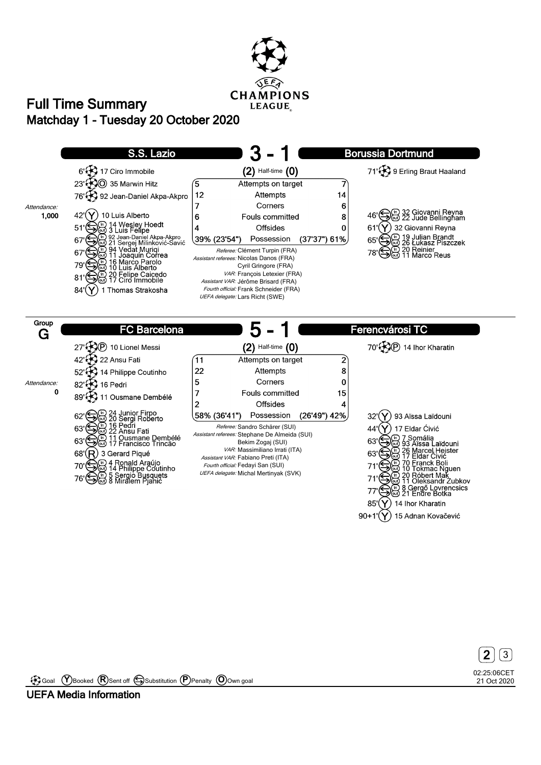# Full Time Summary

## Matchday 1 - Tuesday 20 October 2020

## S.S. Lazio 3 - 1 Borussia Dortmund

Attendance: 1,000

**S.S. Lazio**

- 6' Goal 17 Ciro Immobile
- 23' Goal (Own goal) 35 Marwin Hitz
- 76' Goal 92 Jean-Daniel Akpa-Akpro
- 42' Booked 10 Luis Alberto
- 51' Substitution: in 14 Wesley Hoedt, out 3 Luis Felipe
- 67' Substitution: in 92 Jean-Daniel Akpa-Akpro, out 21 Sergej Milinković-Savić
- 67' Substitution: in 94 Vedat Muriqi, out 11 Joaquín Correa
- 79' Substitution: in 16 Marco Parolo, out 10 Luis Alberto
- 81' Substitution: in 20 Felipe Caicedo, out 17 Ciro Immobile
- 84' Booked 1 Thomas Strakosha

**Borussia Dortmund**

- 71' Goal 9 Erling Braut Haaland
- 46' Substitution: in 32 Giovanni Reyna, out 22 Jude Bellingham
- 61' Booked 32 Giovanni Reyna
- 65' Substitution: in 19 Julian Brandt, out 26 Łukasz Piszczek
- 78' Substitution: in 20 Reinier, out 11 Marco Reus

| S.S. Lazio | (2) Half-time (0) | Borussia Dortmund |
|---|---|---|
| 5 | Attempts on target | 7 |
| 12 | Attempts | 14 |
| 7 | Corners | 6 |
| 6 | Fouls committed | 8 |
| 4 | Offsides | 0 |
| 39% (23'54") | Possession | (37'37") 61% |

*Referee:* Clément Turpin (FRA)
*Assistant referees:* Nicolas Danos (FRA), Cyril Gringore (FRA)
*VAR:* François Letexier (FRA)
*Assistant VAR:* Jérôme Brisard (FRA)
*Fourth official:* Frank Schneider (FRA)
*UEFA delegate:* Lars Richt (SWE)

## Group G

## FC Barcelona 5 - 1 Ferencvárosi TC

Attendance: 0

**FC Barcelona**

- 27' Goal (Penalty) 10 Lionel Messi
- 42' Goal 22 Ansu Fati
- 52' Goal 14 Philippe Coutinho
- 82' Goal 16 Pedri
- 89' Goal 11 Ousmane Dembélé
- 62' Substitution: in 24 Junior Firpo, out 20 Sergi Roberto
- 63' Substitution: in 16 Pedri, out 22 Ansu Fati
- 63' Substitution: in 11 Ousmane Dembélé, out 17 Francisco Trincão
- 68' Sent off 3 Gerard Piqué
- 70' Substitution: in 4 Ronald Araújo, out 14 Philippe Coutinho
- 76' Substitution: in 5 Sergio Busquets, out 8 Miralem Pjanić

**Ferencvárosi TC**

- 70' Goal (Penalty) 14 Ihor Kharatin
- 32' Booked 93 Aïssa Laïdouni
- 44' Booked 17 Eldar Ćivić
- 63' Substitution: in 7 Somália, out 93 Aïssa Laïdouni
- 63' Substitution: in 26 Marcel Heister, out 17 Eldar Ćivić
- 71' Substitution: in 70 Franck Boli, out 10 Tokmac Nguen
- 71' Substitution: in 20 Róbert Mak, out 11 Oleksandr Zubkov
- 77' Substitution: in 8 Gergő Lovrencsics, out 21 Endre Botka
- 85' Booked 14 Ihor Kharatin
- 90+1' Booked 15 Adnan Kovačević

| FC Barcelona | (2) Half-time (0) | Ferencvárosi TC |
|---|---|---|
| 11 | Attempts on target | 2 |
| 22 | Attempts | 8 |
| 5 | Corners | 0 |
| 7 | Fouls committed | 15 |
| 2 | Offsides | 4 |
| 58% (36'41") | Possession | (26'49") 42% |

*Referee:* Sandro Schärer (SUI)
*Assistant referees:* Stephane De Almeida (SUI), Bekim Zogaj (SUI)
*VAR:* Massimiliano Irrati (ITA)
*Assistant VAR:* Fabiano Preti (ITA)
*Fourth official:* Fedayi San (SUI)
*UEFA delegate:* Michal Mertinyak (SVK)

Goal | Booked | Sent off | Substitution | Penalty | Own goal

02:25:06CET 21 Oct 2020

UEFA Media Information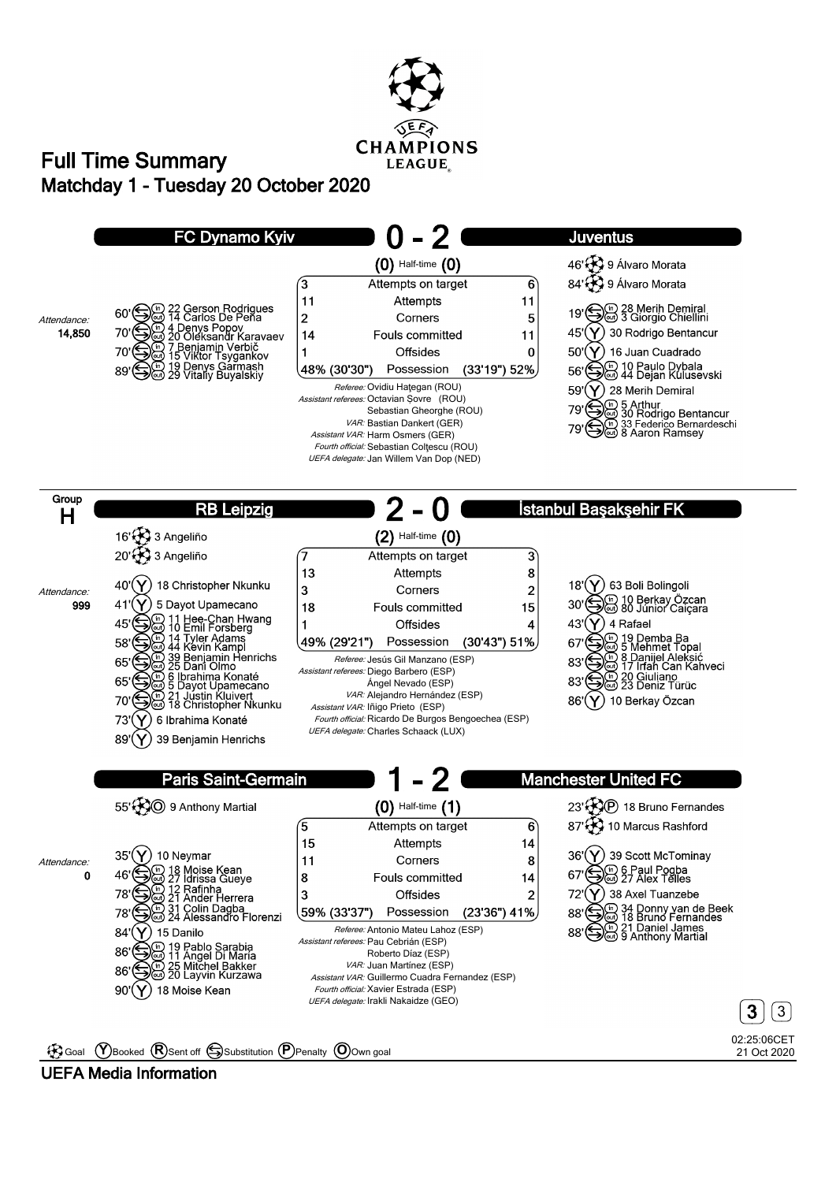# Full Time Summary

## Matchday 1 - Tuesday 20 October 2020

### FC Dynamo Kyiv 0 - 2 Juventus

(0) Half-time (0)

Attendance: 14,850

**FC Dynamo Kyiv**
- 60' Substitution: in 22 Gerson Rodrigues, out 14 Carlos De Peña
- 70' Substitution: in 4 Denys Popov, out 20 Oleksandr Karavaev
- 70' Substitution: in 7 Benjamin Verbič, out 15 Viktor Tsygankov
- 89' Substitution: in 19 Denys Garmash, out 29 Vitaliy Buyalskiy

**Juventus**
- 46' Goal 9 Álvaro Morata
- 84' Goal 9 Álvaro Morata
- 19' Substitution: in 28 Merih Demiral, out 3 Giorgio Chiellini
- 45' Booked 30 Rodrigo Bentancur
- 50' Booked 16 Juan Cuadrado
- 56' Substitution: in 10 Paulo Dybala, out 44 Dejan Kulusevski
- 59' Booked 28 Merih Demiral
- 79' Substitution: in 5 Arthur, out 30 Rodrigo Bentancur
- 79' Substitution: in 33 Federico Bernardeschi, out 8 Aaron Ramsey

| FC Dynamo Kyiv | | Juventus |
|---|---|---|
| 3 | Attempts on target | 6 |
| 11 | Attempts | 11 |
| 2 | Corners | 5 |
| 14 | Fouls committed | 11 |
| 1 | Offsides | 0 |
| 48% (30'30") | Possession | (33'19") 52% |

*Referee:* Ovidiu Haţegan (ROU)
*Assistant referees:* Octavian Şovre (ROU), Sebastian Gheorghe (ROU)
*VAR:* Bastian Dankert (GER)
*Assistant VAR:* Harm Osmers (GER)
*Fourth official:* Sebastian Colţescu (ROU)
*UEFA delegate:* Jan Willem Van Dop (NED)

---

## Group H

### RB Leipzig 2 - 0 İstanbul Başakşehir FK

(2) Half-time (0)

Attendance: 999

**RB Leipzig**
- 16' Goal 3 Angeliño
- 20' Goal 3 Angeliño
- 40' Booked 18 Christopher Nkunku
- 41' Booked 5 Dayot Upamecano
- 45' Substitution: in 11 Hee-Chan Hwang, out 10 Emil Forsberg
- 58' Substitution: in 14 Tyler Adams, out 44 Kevin Kampl
- 65' Substitution: in 39 Benjamin Henrichs, out 25 Dani Olmo
- 65' Substitution: in 6 Ibrahima Konaté, out 5 Dayot Upamecano
- 70' Substitution: in 21 Justin Kluivert, out 18 Christopher Nkunku
- 73' Booked 6 Ibrahima Konaté
- 89' Booked 39 Benjamin Henrichs

**İstanbul Başakşehir FK**
- 18' Booked 63 Boli Bolingoli
- 30' Substitution: in 10 Berkay Özcan, out 80 Júnior Caiçara
- 43' Booked 4 Rafael
- 67' Substitution: in 19 Demba Ba, out 5 Mehmet Topal
- 83' Substitution: in 8 Danijel Aleksić, out 17 İrfan Can Kahveci
- 83' Substitution: in 20 Giuliano, out 23 Deniz Türüc
- 86' Booked 10 Berkay Özcan

| RB Leipzig | | İstanbul Başakşehir FK |
|---|---|---|
| 7 | Attempts on target | 3 |
| 13 | Attempts | 8 |
| 3 | Corners | 2 |
| 18 | Fouls committed | 15 |
| 1 | Offsides | 4 |
| 49% (29'21") | Possession | (30'43") 51% |

*Referee:* Jesús Gil Manzano (ESP)
*Assistant referees:* Diego Barbero (ESP), Ángel Nevado (ESP)
*VAR:* Alejandro Hernández (ESP)
*Assistant VAR:* Iñigo Prieto (ESP)
*Fourth official:* Ricardo De Burgos Bengoechea (ESP)
*UEFA delegate:* Charles Schaack (LUX)

---

### Paris Saint-Germain 1 - 2 Manchester United FC

(0) Half-time (1)

Attendance: 0

**Paris Saint-Germain**
- 55' Own goal 9 Anthony Martial
- 35' Booked 10 Neymar
- 46' Substitution: in 18 Moise Kean, out 27 Idrissa Gueye
- 78' Substitution: in 12 Rafinha, out 21 Ander Herrera
- 78' Substitution: in 31 Colin Dagba, out 24 Alessandro Florenzi
- 84' Booked 15 Danilo
- 86' Substitution: in 19 Pablo Sarabia, out 11 Ángel Di María
- 86' Substitution: in 25 Mitchel Bakker, out 20 Layvin Kurzawa
- 90' Booked 18 Moise Kean

**Manchester United FC**
- 23' Goal (Penalty) 18 Bruno Fernandes
- 87' Goal 10 Marcus Rashford
- 36' Booked 39 Scott McTominay
- 67' Substitution: in 6 Paul Pogba, out 27 Alex Telles
- 72' Booked 38 Axel Tuanzebe
- 88' Substitution: in 34 Donny van de Beek, out 18 Bruno Fernandes
- 88' Substitution: in 21 Daniel James, out 9 Anthony Martial

| Paris Saint-Germain | | Manchester United FC |
|---|---|---|
| 5 | Attempts on target | 6 |
| 15 | Attempts | 14 |
| 11 | Corners | 8 |
| 8 | Fouls committed | 14 |
| 3 | Offsides | 2 |
| 59% (33'37") | Possession | (23'36") 41% |

*Referee:* Antonio Mateu Lahoz (ESP)
*Assistant referees:* Pau Cebrián (ESP), Roberto Díaz (ESP)
*VAR:* Juan Martínez (ESP)
*Assistant VAR:* Guillermo Cuadra Fernandez (ESP)
*Fourth official:* Xavier Estrada (ESP)
*UEFA delegate:* Irakli Nakaidze (GEO)

---

Legend: Goal, (Y) Booked, (R) Sent off, Substitution, (P) Penalty, (O) Own goal

02:25:06CET 21 Oct 2020

UEFA Media Information